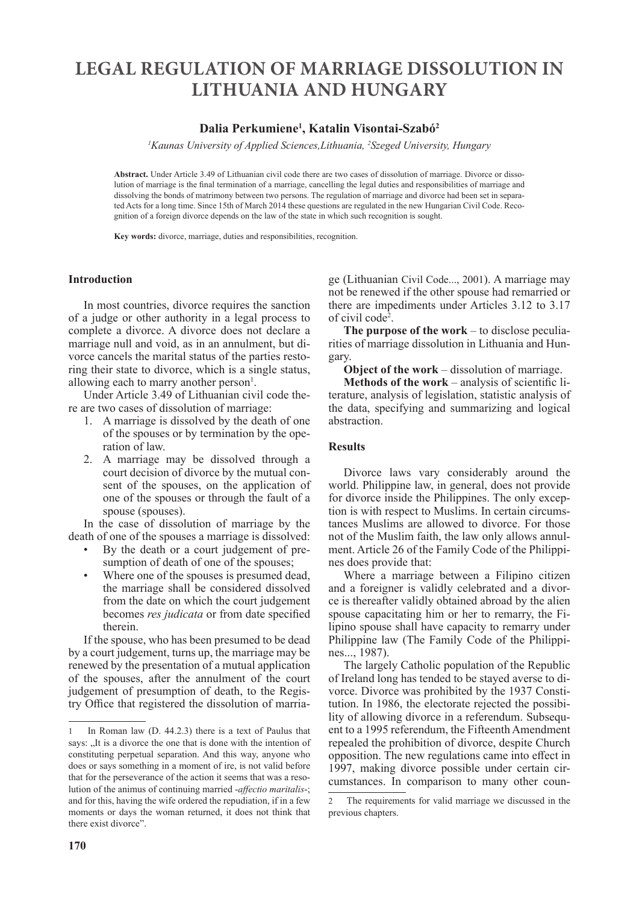# LEGAL REGULATION OF MARRIAGE DISSOLUTION IN LITHUANIA AND HUNGARY

**Dalia Perkumiene[1], Katalin Visontai-Szabó[2]**

*[1]Kaunas University of Applied Sciences,Lithuania, [2]Szeged University, Hungary*

**Abstract.** Under Article 3.49 of Lithuanian civil code there are two cases of dissolution of marriage. Divorce or dissolution of marriage is the final termination of a marriage, cancelling the legal duties and responsibilities of marriage and dissolving the bonds of matrimony between two persons. The regulation of marriage and divorce had been set in separated Acts for a long time. Since 15th of March 2014 these questions are regulated in the new Hungarian Civil Code. Recognition of a foreign divorce depends on the law of the state in which such recognition is sought.

**Key words:** divorce, marriage, duties and responsibilities, recognition.

## Introduction

In most countries, divorce requires the sanction of a judge or other authority in a legal process to complete a divorce. A divorce does not declare a marriage null and void, as in an annulment, but divorce cancels the marital status of the parties restoring their state to divorce, which is a single status, allowing each to marry another person[1].

Under Article 3.49 of Lithuanian civil code there are two cases of dissolution of marriage:

1. A marriage is dissolved by the death of one of the spouses or by termination by the operation of law.
2. A marriage may be dissolved through a court decision of divorce by the mutual consent of the spouses, on the application of one of the spouses or through the fault of a spouse (spouses).

In the case of dissolution of marriage by the death of one of the spouses a marriage is dissolved:

- By the death or a court judgement of presumption of death of one of the spouses;
- Where one of the spouses is presumed dead, the marriage shall be considered dissolved from the date on which the court judgement becomes *res judicata* or from date specified therein.

If the spouse, who has been presumed to be dead by a court judgement, turns up, the marriage may be renewed by the presentation of a mutual application of the spouses, after the annulment of the court judgement of presumption of death, to the Registry Office that registered the dissolution of marriage (Lithuanian Civil Code..., 2001). A marriage may not be renewed if the other spouse had remarried or there are impediments under Articles 3.12 to 3.17 of civil code[2].

**The purpose of the work** – to disclose peculiarities of marriage dissolution in Lithuania and Hungary.

**Object of the work** – dissolution of marriage.

**Methods of the work** – analysis of scientific literature, analysis of legislation, statistic analysis of the data, specifying and summarizing and logical abstraction.

## Results

Divorce laws vary considerably around the world. Philippine law, in general, does not provide for divorce inside the Philippines. The only exception is with respect to Muslims. In certain circumstances Muslims are allowed to divorce. For those not of the Muslim faith, the law only allows annulment. Article 26 of the Family Code of the Philippines does provide that:

Where a marriage between a Filipino citizen and a foreigner is validly celebrated and a divorce is thereafter validly obtained abroad by the alien spouse capacitating him or her to remarry, the Filipino spouse shall have capacity to remarry under Philippine law (The Family Code of the Philippines..., 1987).

The largely Catholic population of the Republic of Ireland long has tended to be stayed averse to divorce. Divorce was prohibited by the 1937 Constitution. In 1986, the electorate rejected the possibility of allowing divorce in a referendum. Subsequent to a 1995 referendum, the Fifteenth Amendment repealed the prohibition of divorce, despite Church opposition. The new regulations came into effect in 1997, making divorce possible under certain circumstances. In comparison to many other coun-

---

[1] In Roman law (D. 44.2.3) there is a text of Paulus that says: „It is a divorce the one that is done with the intention of constituting perpetual separation. And this way, anyone who does or says something in a moment of ire, is not valid before that for the perseverance of the action it seems that was a resolution of the animus of continuing married -*affectio maritalis*-; and for this, having the wife ordered the repudiation, if in a few moments or days the woman returned, it does not think that there exist divorce".

[2] The requirements for valid marriage we discussed in the previous chapters.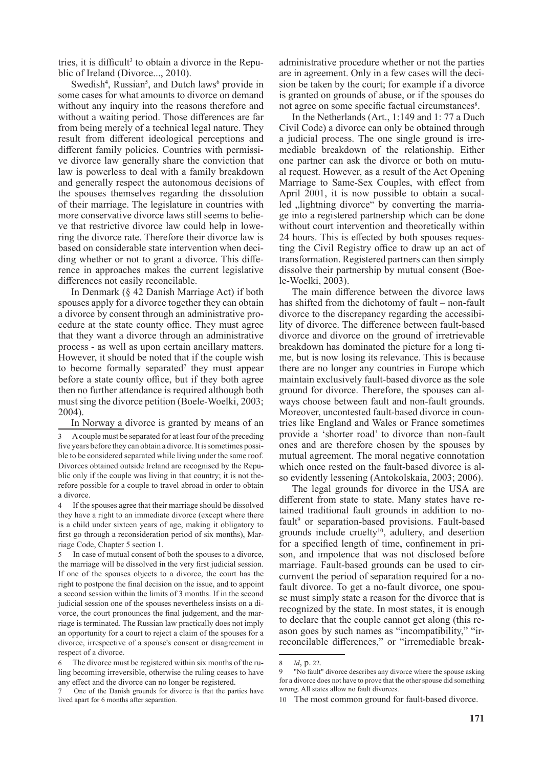tries, it is difficult[3] to obtain a divorce in the Republic of Ireland (Divorce..., 2010).

Swedish[4], Russian[5], and Dutch laws[6] provide in some cases for what amounts to divorce on demand without any inquiry into the reasons therefore and without a waiting period. Those differences are far from being merely of a technical legal nature. They result from different ideological perceptions and different family policies. Countries with permissive divorce law generally share the conviction that law is powerless to deal with a family breakdown and generally respect the autonomous decisions of the spouses themselves regarding the dissolution of their marriage. The legislature in countries with more conservative divorce laws still seems to believe that restrictive divorce law could help in lowering the divorce rate. Therefore their divorce law is based on considerable state intervention when deciding whether or not to grant a divorce. This difference in approaches makes the current legislative differences not easily reconcilable.

In Denmark (§ 42 Danish Marriage Act) if both spouses apply for a divorce together they can obtain a divorce by consent through an administrative procedure at the state county office. They must agree that they want a divorce through an administrative process - as well as upon certain ancillary matters. However, it should be noted that if the couple wish to become formally separated[7] they must appear before a state county office, but if they both agree then no further attendance is required although both must sing the divorce petition (Boele-Woelki, 2003; 2004).

In Norway a divorce is granted by means of an administrative procedure whether or not the parties are in agreement. Only in a few cases will the decision be taken by the court; for example if a divorce is granted on grounds of abuse, or if the spouses do not agree on some specific factual circumstances[8].

In the Netherlands (Art., 1:149 and 1: 77 a Duch Civil Code) a divorce can only be obtained through a judicial process. The one single ground is irremediable breakdown of the relationship. Either one partner can ask the divorce or both on mutual request. However, as a result of the Act Opening Marriage to Same-Sex Couples, with effect from April 2001, it is now possible to obtain a socalled „lightning divorce" by converting the marriage into a registered partnership which can be done without court intervention and theoretically within 24 hours. This is effected by both spouses requesting the Civil Registry office to draw up an act of transformation. Registered partners can then simply dissolve their partnership by mutual consent (Boele-Woelki, 2003).

The main difference between the divorce laws has shifted from the dichotomy of fault – non-fault divorce to the discrepancy regarding the accessibility of divorce. The difference between fault-based divorce and divorce on the ground of irretrievable breakdown has dominated the picture for a long time, but is now losing its relevance. This is because there are no longer any countries in Europe which maintain exclusively fault-based divorce as the sole ground for divorce. Therefore, the spouses can always choose between fault and non-fault grounds. Moreover, uncontested fault-based divorce in countries like England and Wales or France sometimes provide a 'shorter road' to divorce than non-fault ones and are therefore chosen by the spouses by mutual agreement. The moral negative connotation which once rested on the fault-based divorce is also evidently lessening (Antokolskaia, 2003; 2006).

The legal grounds for divorce in the USA are different from state to state. Many states have retained traditional fault grounds in addition to nofault[9] or separation-based provisions. Fault-based grounds include cruelty[10], adultery, and desertion for a specified length of time, confinement in prison, and impotence that was not disclosed before marriage. Fault-based grounds can be used to circumvent the period of separation required for a nofault divorce. To get a no-fault divorce, one spouse must simply state a reason for the divorce that is recognized by the state. In most states, it is enough to declare that the couple cannot get along (this reason goes by such names as "incompatibility," "irreconcilable differences," or "irremediable break-

---

3 A couple must be separated for at least four of the preceding five years before they can obtain a divorce. It is sometimes possible to be considered separated while living under the same roof. Divorces obtained outside Ireland are recognised by the Republic only if the couple was living in that country; it is not therefore possible for a couple to travel abroad in order to obtain a divorce.

4 If the spouses agree that their marriage should be dissolved they have a right to an immediate divorce (except where there is a child under sixteen years of age, making it obligatory to first go through a reconsideration period of six months), Marriage Code, Chapter 5 section 1.

5 In case of mutual consent of both the spouses to a divorce, the marriage will be dissolved in the very first judicial session. If one of the spouses objects to a divorce, the court has the right to postpone the final decision on the issue, and to appoint a second session within the limits of 3 months. If in the second judicial session one of the spouses nevertheless insists on a divorce, the court pronounces the final judgement, and the marriage is terminated. The Russian law practically does not imply an opportunity for a court to reject a claim of the spouses for a divorce, irrespective of a spouse's consent or disagreement in respect of a divorce.

6 The divorce must be registered within six months of the ruling becoming irreversible, otherwise the ruling ceases to have any effect and the divorce can no longer be registered.

7 One of the Danish grounds for divorce is that the parties have lived apart for 6 months after separation.

8 *Id*, p. 22.

9 "No fault" divorce describes any divorce where the spouse asking for a divorce does not have to prove that the other spouse did something wrong. All states allow no fault divorces.

10 The most common ground for fault-based divorce.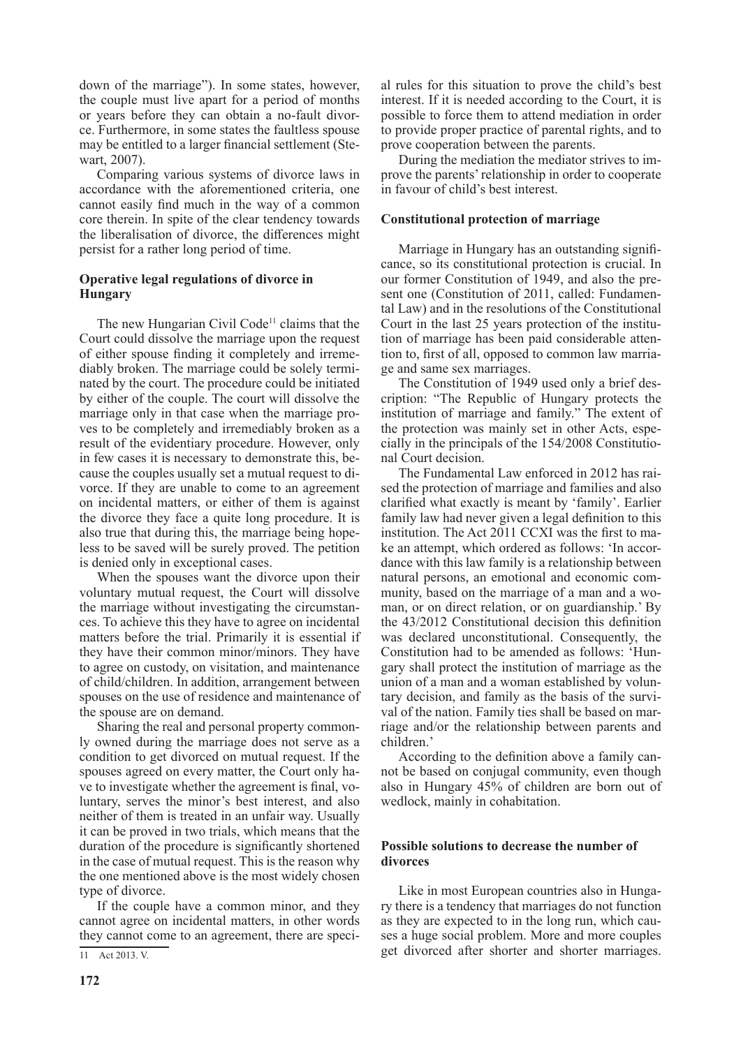down of the marriage"). In some states, however, the couple must live apart for a period of months or years before they can obtain a no-fault divorce. Furthermore, in some states the faultless spouse may be entitled to a larger financial settlement (Stewart, 2007).

Comparing various systems of divorce laws in accordance with the aforementioned criteria, one cannot easily find much in the way of a common core therein. In spite of the clear tendency towards the liberalisation of divorce, the differences might persist for a rather long period of time.

**Operative legal regulations of divorce in Hungary**

The new Hungarian Civil Code[11] claims that the Court could dissolve the marriage upon the request of either spouse finding it completely and irremediably broken. The marriage could be solely terminated by the court. The procedure could be initiated by either of the couple. The court will dissolve the marriage only in that case when the marriage proves to be completely and irremediably broken as a result of the evidentiary procedure. However, only in few cases it is necessary to demonstrate this, because the couples usually set a mutual request to divorce. If they are unable to come to an agreement on incidental matters, or either of them is against the divorce they face a quite long procedure. It is also true that during this, the marriage being hopeless to be saved will be surely proved. The petition is denied only in exceptional cases.

When the spouses want the divorce upon their voluntary mutual request, the Court will dissolve the marriage without investigating the circumstances. To achieve this they have to agree on incidental matters before the trial. Primarily it is essential if they have their common minor/minors. They have to agree on custody, on visitation, and maintenance of child/children. In addition, arrangement between spouses on the use of residence and maintenance of the spouse are on demand.

Sharing the real and personal property commonly owned during the marriage does not serve as a condition to get divorced on mutual request. If the spouses agreed on every matter, the Court only have to investigate whether the agreement is final, voluntary, serves the minor's best interest, and also neither of them is treated in an unfair way. Usually it can be proved in two trials, which means that the duration of the procedure is significantly shortened in the case of mutual request. This is the reason why the one mentioned above is the most widely chosen type of divorce.

If the couple have a common minor, and they cannot agree on incidental matters, in other words they cannot come to an agreement, there are special rules for this situation to prove the child's best interest. If it is needed according to the Court, it is possible to force them to attend mediation in order to provide proper practice of parental rights, and to prove cooperation between the parents.

During the mediation the mediator strives to improve the parents' relationship in order to cooperate in favour of child's best interest.

**Constitutional protection of marriage**

Marriage in Hungary has an outstanding significance, so its constitutional protection is crucial. In our former Constitution of 1949, and also the present one (Constitution of 2011, called: Fundamental Law) and in the resolutions of the Constitutional Court in the last 25 years protection of the institution of marriage has been paid considerable attention to, first of all, opposed to common law marriage and same sex marriages.

The Constitution of 1949 used only a brief description: "The Republic of Hungary protects the institution of marriage and family." The extent of the protection was mainly set in other Acts, especially in the principals of the 154/2008 Constitutional Court decision.

The Fundamental Law enforced in 2012 has raised the protection of marriage and families and also clarified what exactly is meant by 'family'. Earlier family law had never given a legal definition to this institution. The Act 2011 CCXI was the first to make an attempt, which ordered as follows: 'In accordance with this law family is a relationship between natural persons, an emotional and economic community, based on the marriage of a man and a woman, or on direct relation, or on guardianship.' By the 43/2012 Constitutional decision this definition was declared unconstitutional. Consequently, the Constitution had to be amended as follows: 'Hungary shall protect the institution of marriage as the union of a man and a woman established by voluntary decision, and family as the basis of the survival of the nation. Family ties shall be based on marriage and/or the relationship between parents and children.'

According to the definition above a family cannot be based on conjugal community, even though also in Hungary 45% of children are born out of wedlock, mainly in cohabitation.

**Possible solutions to decrease the number of divorces**

Like in most European countries also in Hungary there is a tendency that marriages do not function as they are expected to in the long run, which causes a huge social problem. More and more couples get divorced after shorter and shorter marriages.

---

11 Act 2013. V.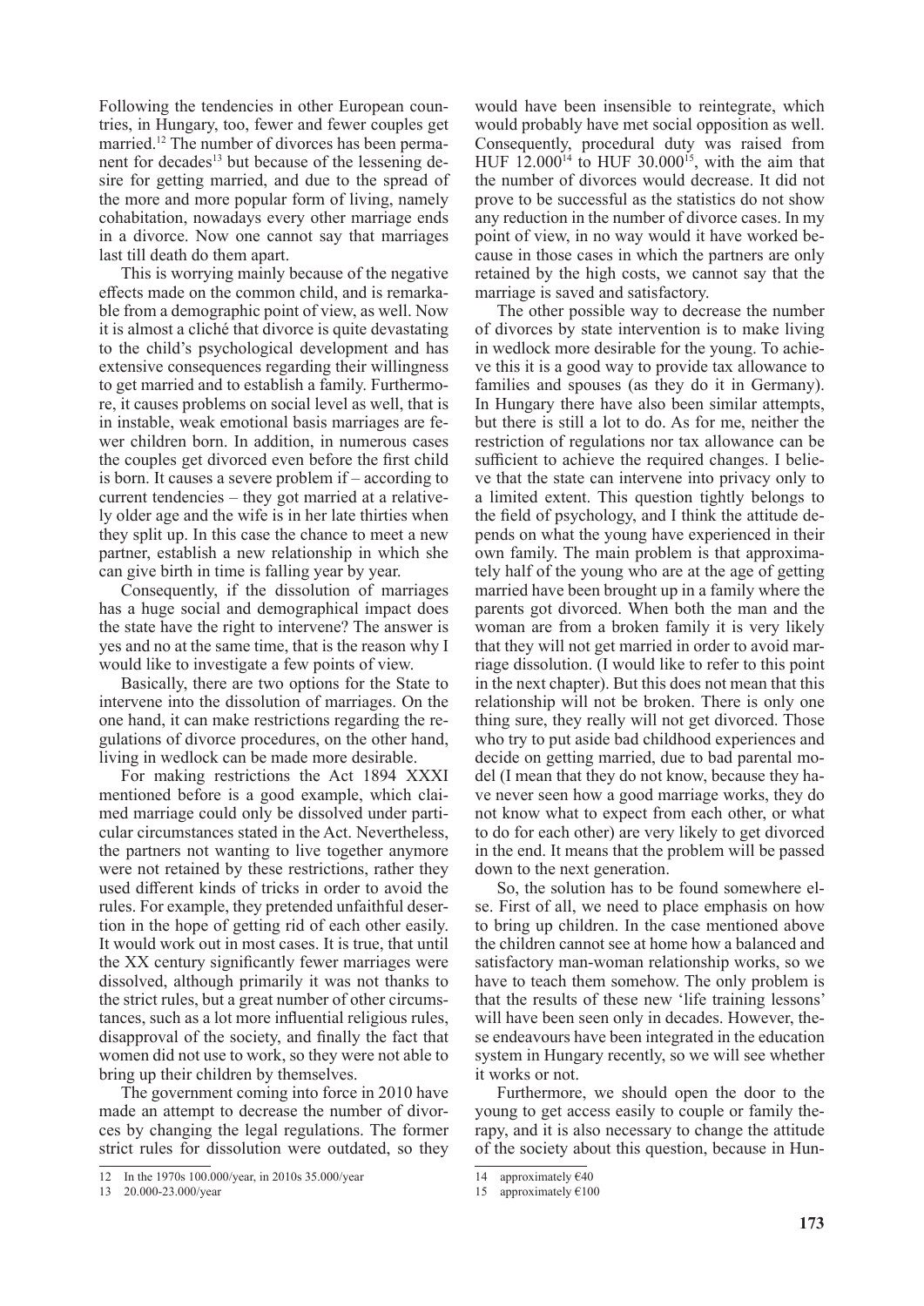Following the tendencies in other European countries, in Hungary, too, fewer and fewer couples get married.[12] The number of divorces has been permanent for decades[13] but because of the lessening desire for getting married, and due to the spread of the more and more popular form of living, namely cohabitation, nowadays every other marriage ends in a divorce. Now one cannot say that marriages last till death do them apart.

This is worrying mainly because of the negative effects made on the common child, and is remarkable from a demographic point of view, as well. Now it is almost a cliché that divorce is quite devastating to the child's psychological development and has extensive consequences regarding their willingness to get married and to establish a family. Furthermore, it causes problems on social level as well, that is in instable, weak emotional basis marriages are fewer children born. In addition, in numerous cases the couples get divorced even before the first child is born. It causes a severe problem if – according to current tendencies – they got married at a relatively older age and the wife is in her late thirties when they split up. In this case the chance to meet a new partner, establish a new relationship in which she can give birth in time is falling year by year.

Consequently, if the dissolution of marriages has a huge social and demographical impact does the state have the right to intervene? The answer is yes and no at the same time, that is the reason why I would like to investigate a few points of view.

Basically, there are two options for the State to intervene into the dissolution of marriages. On the one hand, it can make restrictions regarding the regulations of divorce procedures, on the other hand, living in wedlock can be made more desirable.

For making restrictions the Act 1894 XXXI mentioned before is a good example, which claimed marriage could only be dissolved under particular circumstances stated in the Act. Nevertheless, the partners not wanting to live together anymore were not retained by these restrictions, rather they used different kinds of tricks in order to avoid the rules. For example, they pretended unfaithful desertion in the hope of getting rid of each other easily. It would work out in most cases. It is true, that until the XX century significantly fewer marriages were dissolved, although primarily it was not thanks to the strict rules, but a great number of other circumstances, such as a lot more influential religious rules, disapproval of the society, and finally the fact that women did not use to work, so they were not able to bring up their children by themselves.

The government coming into force in 2010 have made an attempt to decrease the number of divorces by changing the legal regulations. The former strict rules for dissolution were outdated, so they would have been insensible to reintegrate, which would probably have met social opposition as well. Consequently, procedural duty was raised from HUF 12.000[14] to HUF 30.000[15], with the aim that the number of divorces would decrease. It did not prove to be successful as the statistics do not show any reduction in the number of divorce cases. In my point of view, in no way would it have worked because in those cases in which the partners are only retained by the high costs, we cannot say that the marriage is saved and satisfactory.

The other possible way to decrease the number of divorces by state intervention is to make living in wedlock more desirable for the young. To achieve this it is a good way to provide tax allowance to families and spouses (as they do it in Germany). In Hungary there have also been similar attempts, but there is still a lot to do. As for me, neither the restriction of regulations nor tax allowance can be sufficient to achieve the required changes. I believe that the state can intervene into privacy only to a limited extent. This question tightly belongs to the field of psychology, and I think the attitude depends on what the young have experienced in their own family. The main problem is that approximately half of the young who are at the age of getting married have been brought up in a family where the parents got divorced. When both the man and the woman are from a broken family it is very likely that they will not get married in order to avoid marriage dissolution. (I would like to refer to this point in the next chapter). But this does not mean that this relationship will not be broken. There is only one thing sure, they really will not get divorced. Those who try to put aside bad childhood experiences and decide on getting married, due to bad parental model (I mean that they do not know, because they have never seen how a good marriage works, they do not know what to expect from each other, or what to do for each other) are very likely to get divorced in the end. It means that the problem will be passed down to the next generation.

So, the solution has to be found somewhere else. First of all, we need to place emphasis on how to bring up children. In the case mentioned above the children cannot see at home how a balanced and satisfactory man-woman relationship works, so we have to teach them somehow. The only problem is that the results of these new 'life training lessons' will have been seen only in decades. However, these endeavours have been integrated in the education system in Hungary recently, so we will see whether it works or not.

Furthermore, we should open the door to the young to get access easily to couple or family therapy, and it is also necessary to change the attitude of the society about this question, because in Hun-

---

12 In the 1970s 100.000/year, in 2010s 35.000/year

13 20.000-23.000/year

14 approximately €40

15 approximately €100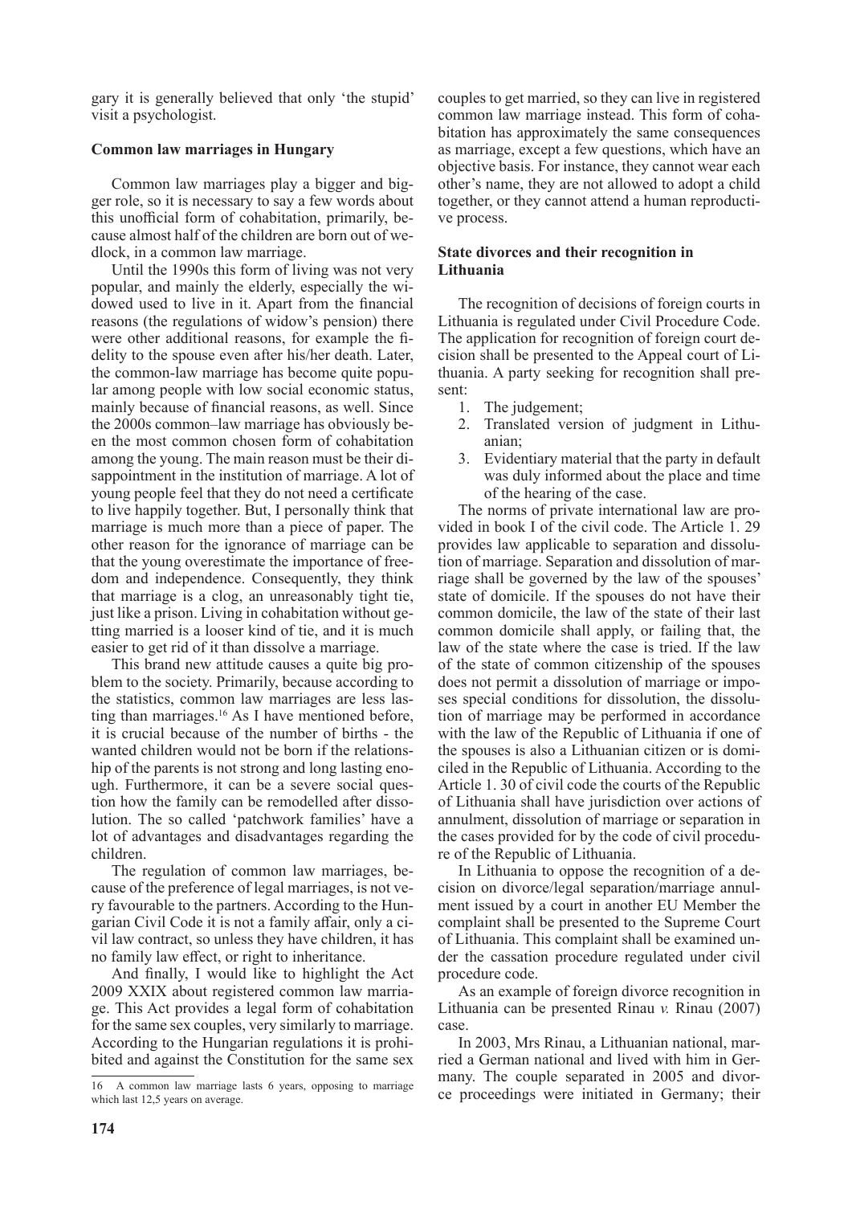gary it is generally believed that only 'the stupid' visit a psychologist.

### Common law marriages in Hungary

Common law marriages play a bigger and bigger role, so it is necessary to say a few words about this unofficial form of cohabitation, primarily, because almost half of the children are born out of wedlock, in a common law marriage.

Until the 1990s this form of living was not very popular, and mainly the elderly, especially the widowed used to live in it. Apart from the financial reasons (the regulations of widow's pension) there were other additional reasons, for example the fidelity to the spouse even after his/her death. Later, the common-law marriage has become quite popular among people with low social economic status, mainly because of financial reasons, as well. Since the 2000s common–law marriage has obviously been the most common chosen form of cohabitation among the young. The main reason must be their disappointment in the institution of marriage. A lot of young people feel that they do not need a certificate to live happily together. But, I personally think that marriage is much more than a piece of paper. The other reason for the ignorance of marriage can be that the young overestimate the importance of freedom and independence. Consequently, they think that marriage is a clog, an unreasonably tight tie, just like a prison. Living in cohabitation without getting married is a looser kind of tie, and it is much easier to get rid of it than dissolve a marriage.

This brand new attitude causes a quite big problem to the society. Primarily, because according to the statistics, common law marriages are less lasting than marriages.[16] As I have mentioned before, it is crucial because of the number of births - the wanted children would not be born if the relationship of the parents is not strong and long lasting enough. Furthermore, it can be a severe social question how the family can be remodelled after dissolution. The so called 'patchwork families' have a lot of advantages and disadvantages regarding the children.

The regulation of common law marriages, because of the preference of legal marriages, is not very favourable to the partners. According to the Hungarian Civil Code it is not a family affair, only a civil law contract, so unless they have children, it has no family law effect, or right to inheritance.

And finally, I would like to highlight the Act 2009 XXIX about registered common law marriage. This Act provides a legal form of cohabitation for the same sex couples, very similarly to marriage. According to the Hungarian regulations it is prohibited and against the Constitution for the same sex couples to get married, so they can live in registered common law marriage instead. This form of cohabitation has approximately the same consequences as marriage, except a few questions, which have an objective basis. For instance, they cannot wear each other's name, they are not allowed to adopt a child together, or they cannot attend a human reproductive process.

### State divorces and their recognition in Lithuania

The recognition of decisions of foreign courts in Lithuania is regulated under Civil Procedure Code. The application for recognition of foreign court decision shall be presented to the Appeal court of Lithuania. A party seeking for recognition shall present:

1. The judgement;
2. Translated version of judgment in Lithuanian;
3. Evidentiary material that the party in default was duly informed about the place and time of the hearing of the case.

The norms of private international law are provided in book I of the civil code. The Article 1. 29 provides law applicable to separation and dissolution of marriage. Separation and dissolution of marriage shall be governed by the law of the spouses' state of domicile. If the spouses do not have their common domicile, the law of the state of their last common domicile shall apply, or failing that, the law of the state where the case is tried. If the law of the state of common citizenship of the spouses does not permit a dissolution of marriage or imposes special conditions for dissolution, the dissolution of marriage may be performed in accordance with the law of the Republic of Lithuania if one of the spouses is also a Lithuanian citizen or is domiciled in the Republic of Lithuania. According to the Article 1. 30 of civil code the courts of the Republic of Lithuania shall have jurisdiction over actions of annulment, dissolution of marriage or separation in the cases provided for by the code of civil procedure of the Republic of Lithuania.

In Lithuania to oppose the recognition of a decision on divorce/legal separation/marriage annulment issued by a court in another EU Member the complaint shall be presented to the Supreme Court of Lithuania. This complaint shall be examined under the cassation procedure regulated under civil procedure code.

As an example of foreign divorce recognition in Lithuania can be presented Rinau *v.* Rinau (2007) case.

In 2003, Mrs Rinau, a Lithuanian national, married a German national and lived with him in Germany. The couple separated in 2005 and divorce proceedings were initiated in Germany; their

---

16 A common law marriage lasts 6 years, opposing to marriage which last 12,5 years on average.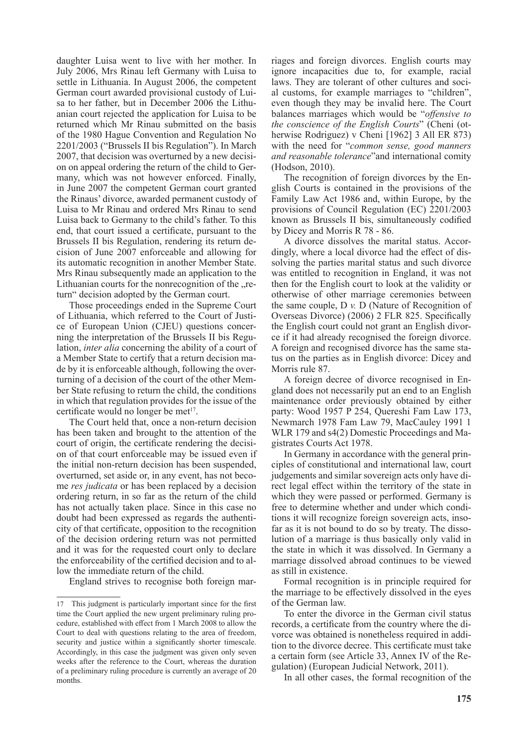daughter Luisa went to live with her mother. In July 2006, Mrs Rinau left Germany with Luisa to settle in Lithuania. In August 2006, the competent German court awarded provisional custody of Luisa to her father, but in December 2006 the Lithuanian court rejected the application for Luisa to be returned which Mr Rinau submitted on the basis of the 1980 Hague Convention and Regulation No 2201/2003 ("Brussels II bis Regulation"). In March 2007, that decision was overturned by a new decision on appeal ordering the return of the child to Germany, which was not however enforced. Finally, in June 2007 the competent German court granted the Rinaus' divorce, awarded permanent custody of Luisa to Mr Rinau and ordered Mrs Rinau to send Luisa back to Germany to the child's father. To this end, that court issued a certificate, pursuant to the Brussels II bis Regulation, rendering its return decision of June 2007 enforceable and allowing for its automatic recognition in another Member State. Mrs Rinau subsequently made an application to the Lithuanian courts for the nonrecognition of the „return" decision adopted by the German court.

Those proceedings ended in the Supreme Court of Lithuania, which referred to the Court of Justice of European Union (CJEU) questions concerning the interpretation of the Brussels II bis Regulation, *inter alia* concerning the ability of a court of a Member State to certify that a return decision made by it is enforceable although, following the overturning of a decision of the court of the other Member State refusing to return the child, the conditions in which that regulation provides for the issue of the certificate would no longer be met[17].

The Court held that, once a non-return decision has been taken and brought to the attention of the court of origin, the certificate rendering the decision of that court enforceable may be issued even if the initial non-return decision has been suspended, overturned, set aside or, in any event, has not become *res judicata* or has been replaced by a decision ordering return, in so far as the return of the child has not actually taken place. Since in this case no doubt had been expressed as regards the authenticity of that certificate, opposition to the recognition of the decision ordering return was not permitted and it was for the requested court only to declare the enforceability of the certified decision and to allow the immediate return of the child.

England strives to recognise both foreign marriages and foreign divorces. English courts may ignore incapacities due to, for example, racial laws. They are tolerant of other cultures and social customs, for example marriages to "children", even though they may be invalid here. The Court balances marriages which would be "*offensive to the conscience of the English Courts*" (Cheni (otherwise Rodriguez) v Cheni [1962] 3 All ER 873) with the need for "*common sense, good manners and reasonable tolerance*"and international comity (Hodson, 2010).

The recognition of foreign divorces by the English Courts is contained in the provisions of the Family Law Act 1986 and, within Europe, by the provisions of Council Regulation (EC) 2201/2003 known as Brussels II bis, simultaneously codified by Dicey and Morris R 78 - 86.

A divorce dissolves the marital status. Accordingly, where a local divorce had the effect of dissolving the parties marital status and such divorce was entitled to recognition in England, it was not then for the English court to look at the validity or otherwise of other marriage ceremonies between the same couple, D *v.* D (Nature of Recognition of Overseas Divorce) (2006) 2 FLR 825. Specifically the English court could not grant an English divorce if it had already recognised the foreign divorce. A foreign and recognised divorce has the same status on the parties as in English divorce: Dicey and Morris rule 87.

A foreign decree of divorce recognised in England does not necessarily put an end to an English maintenance order previously obtained by either party: Wood 1957 P 254, Quereshi Fam Law 173, Newmarch 1978 Fam Law 79, MacCauley 1991 1 WLR 179 and s4(2) Domestic Proceedings and Magistrates Courts Act 1978.

In Germany in accordance with the general principles of constitutional and international law, court judgements and similar sovereign acts only have direct legal effect within the territory of the state in which they were passed or performed. Germany is free to determine whether and under which conditions it will recognize foreign sovereign acts, insofar as it is not bound to do so by treaty. The dissolution of a marriage is thus basically only valid in the state in which it was dissolved. In Germany a marriage dissolved abroad continues to be viewed as still in existence.

Formal recognition is in principle required for the marriage to be effectively dissolved in the eyes of the German law.

To enter the divorce in the German civil status records, a certificate from the country where the divorce was obtained is nonetheless required in addition to the divorce decree. This certificate must take a certain form (see Article 33, Annex IV of the Regulation) (European Judicial Network, 2011).

In all other cases, the formal recognition of the

---

17 This judgment is particularly important since for the first time the Court applied the new urgent preliminary ruling procedure, established with effect from 1 March 2008 to allow the Court to deal with questions relating to the area of freedom, security and justice within a significantly shorter timescale. Accordingly, in this case the judgment was given only seven weeks after the reference to the Court, whereas the duration of a preliminary ruling procedure is currently an average of 20 months.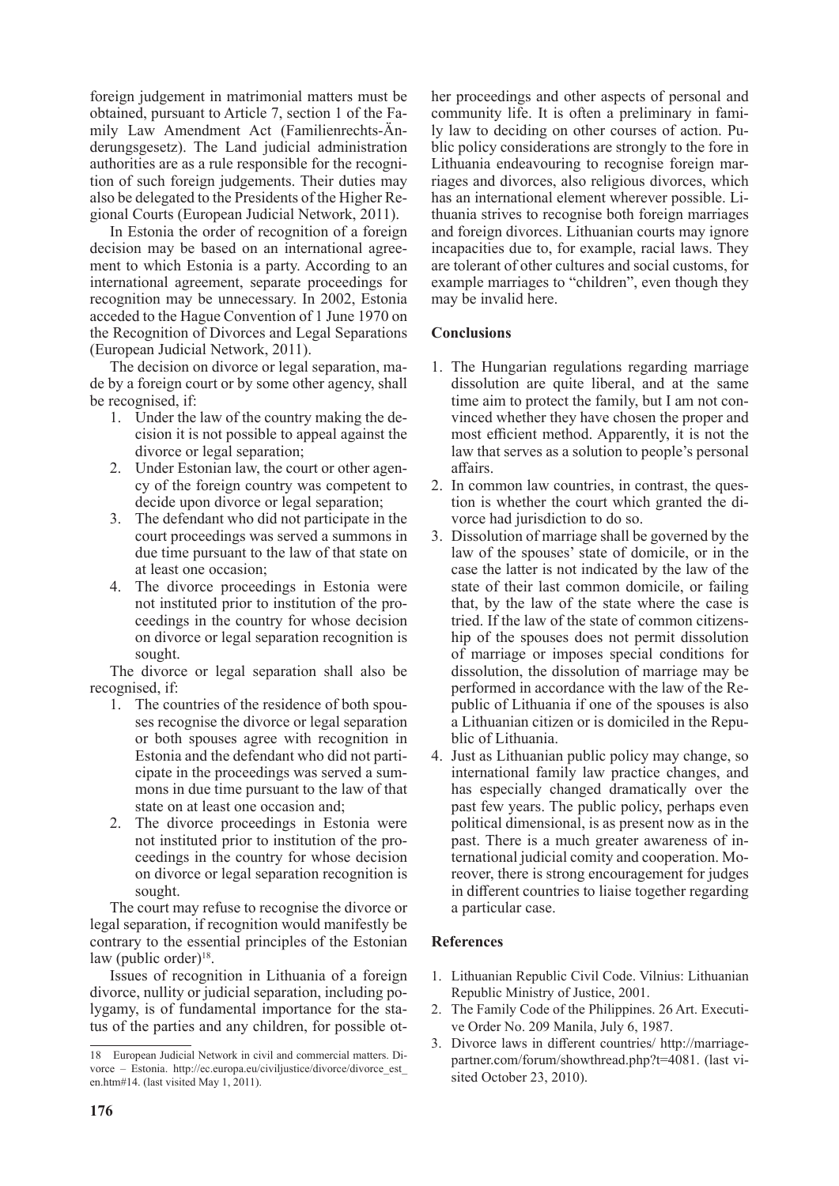foreign judgement in matrimonial matters must be obtained, pursuant to Article 7, section 1 of the Family Law Amendment Act (Familienrechts-Änderungsgesetz). The Land judicial administration authorities are as a rule responsible for the recognition of such foreign judgements. Their duties may also be delegated to the Presidents of the Higher Regional Courts (European Judicial Network, 2011).

In Estonia the order of recognition of a foreign decision may be based on an international agreement to which Estonia is a party. According to an international agreement, separate proceedings for recognition may be unnecessary. In 2002, Estonia acceded to the Hague Convention of 1 June 1970 on the Recognition of Divorces and Legal Separations (European Judicial Network, 2011).

The decision on divorce or legal separation, made by a foreign court or by some other agency, shall be recognised, if:

1. Under the law of the country making the decision it is not possible to appeal against the divorce or legal separation;
2. Under Estonian law, the court or other agency of the foreign country was competent to decide upon divorce or legal separation;
3. The defendant who did not participate in the court proceedings was served a summons in due time pursuant to the law of that state on at least one occasion;
4. The divorce proceedings in Estonia were not instituted prior to institution of the proceedings in the country for whose decision on divorce or legal separation recognition is sought.

The divorce or legal separation shall also be recognised, if:

1. The countries of the residence of both spouses recognise the divorce or legal separation or both spouses agree with recognition in Estonia and the defendant who did not participate in the proceedings was served a summons in due time pursuant to the law of that state on at least one occasion and;
2. The divorce proceedings in Estonia were not instituted prior to institution of the proceedings in the country for whose decision on divorce or legal separation recognition is sought.

The court may refuse to recognise the divorce or legal separation, if recognition would manifestly be contrary to the essential principles of the Estonian law (public order)[18].

Issues of recognition in Lithuania of a foreign divorce, nullity or judicial separation, including polygamy, is of fundamental importance for the status of the parties and any children, for possible other proceedings and other aspects of personal and community life. It is often a preliminary in family law to deciding on other courses of action. Public policy considerations are strongly to the fore in Lithuania endeavouring to recognise foreign marriages and divorces, also religious divorces, which has an international element wherever possible. Lithuania strives to recognise both foreign marriages and foreign divorces. Lithuanian courts may ignore incapacities due to, for example, racial laws. They are tolerant of other cultures and social customs, for example marriages to "children", even though they may be invalid here.

## Conclusions

1. The Hungarian regulations regarding marriage dissolution are quite liberal, and at the same time aim to protect the family, but I am not convinced whether they have chosen the proper and most efficient method. Apparently, it is not the law that serves as a solution to people's personal affairs.
2. In common law countries, in contrast, the question is whether the court which granted the divorce had jurisdiction to do so.
3. Dissolution of marriage shall be governed by the law of the spouses' state of domicile, or in the case the latter is not indicated by the law of the state of their last common domicile, or failing that, by the law of the state where the case is tried. If the law of the state of common citizenship of the spouses does not permit dissolution of marriage or imposes special conditions for dissolution, the dissolution of marriage may be performed in accordance with the law of the Republic of Lithuania if one of the spouses is also a Lithuanian citizen or is domiciled in the Republic of Lithuania.
4. Just as Lithuanian public policy may change, so international family law practice changes, and has especially changed dramatically over the past few years. The public policy, perhaps even political dimensional, is as present now as in the past. There is a much greater awareness of international judicial comity and cooperation. Moreover, there is strong encouragement for judges in different countries to liaise together regarding a particular case.

## References

1. Lithuanian Republic Civil Code. Vilnius: Lithuanian Republic Ministry of Justice, 2001.
2. The Family Code of the Philippines. 26 Art. Executive Order No. 209 Manila, July 6, 1987.
3. Divorce laws in different countries/ http://marriage-partner.com/forum/showthread.php?t=4081. (last visited October 23, 2010).

---

18 European Judicial Network in civil and commercial matters. Divorce – Estonia. http://ec.europa.eu/civiljustice/divorce/divorce_est_en.htm#14. (last visited May 1, 2011).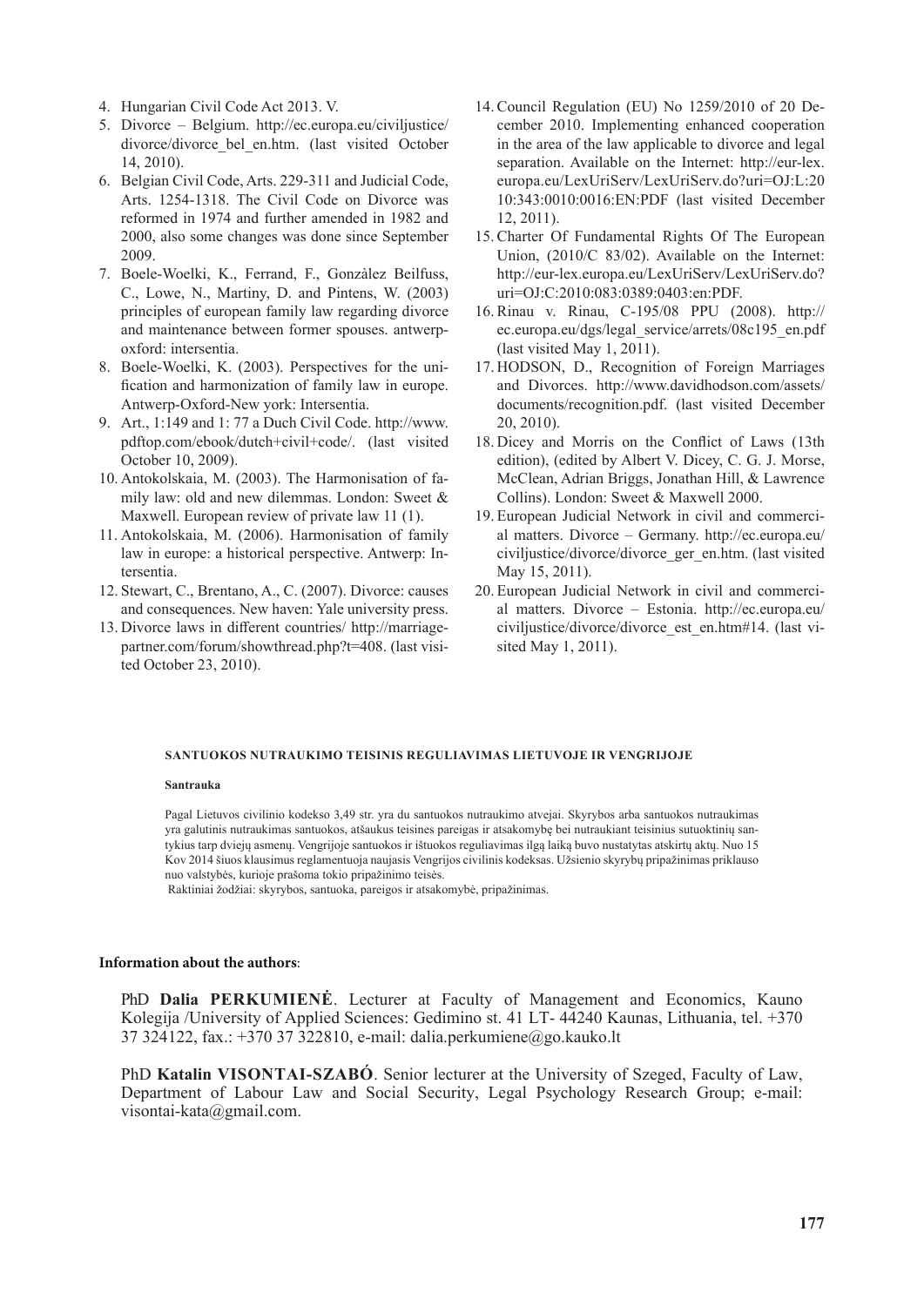4. Hungarian Civil Code Act 2013. V.
5. Divorce – Belgium. http://ec.europa.eu/civiljustice/divorce/divorce_bel_en.htm. (last visited October 14, 2010).
6. Belgian Civil Code, Arts. 229-311 and Judicial Code, Arts. 1254-1318. The Civil Code on Divorce was reformed in 1974 and further amended in 1982 and 2000, also some changes was done since September 2009.
7. Boele-Woelki, K., Ferrand, F., Gonzàlez Beilfuss, C., Lowe, N., Martiny, D. and Pintens, W. (2003) principles of european family law regarding divorce and maintenance between former spouses. antwerp-oxford: intersentia.
8. Boele-Woelki, K. (2003). Perspectives for the unification and harmonization of family law in europe. Antwerp-Oxford-New york: Intersentia.
9. Art., 1:149 and 1: 77 a Duch Civil Code. http://www.pdftop.com/ebook/dutch+civil+code/. (last visited October 10, 2009).
10. Antokolskaia, M. (2003). The Harmonisation of family law: old and new dilemmas. London: Sweet & Maxwell. European review of private law 11 (1).
11. Antokolskaia, M. (2006). Harmonisation of family law in europe: a historical perspective. Antwerp: Intersentia.
12. Stewart, C., Brentano, A., C. (2007). Divorce: causes and consequences. New haven: Yale university press.
13. Divorce laws in different countries/ http://marriage-partner.com/forum/showthread.php?t=408. (last visited October 23, 2010).
14. Council Regulation (EU) No 1259/2010 of 20 December 2010. Implementing enhanced cooperation in the area of the law applicable to divorce and legal separation. Available on the Internet: http://eur-lex.europa.eu/LexUriServ/LexUriServ.do?uri=OJ:L:2010:343:0010:0016:EN:PDF (last visited December 12, 2011).
15. Charter Of Fundamental Rights Of The European Union, (2010/C 83/02). Available on the Internet: http://eur-lex.europa.eu/LexUriServ/LexUriServ.do?uri=OJ:C:2010:083:0389:0403:en:PDF.
16. Rinau v. Rinau, C-195/08 PPU (2008). http://ec.europa.eu/dgs/legal_service/arrets/08c195_en.pdf (last visited May 1, 2011).
17. HODSON, D., Recognition of Foreign Marriages and Divorces. http://www.davidhodson.com/assets/documents/recognition.pdf. (last visited December 20, 2010).
18. Dicey and Morris on the Conflict of Laws (13th edition), (edited by Albert V. Dicey, C. G. J. Morse, McClean, Adrian Briggs, Jonathan Hill, & Lawrence Collins). London: Sweet & Maxwell 2000.
19. European Judicial Network in civil and commercial matters. Divorce – Germany. http://ec.europa.eu/civiljustice/divorce/divorce_ger_en.htm. (last visited May 15, 2011).
20. European Judicial Network in civil and commercial matters. Divorce – Estonia. http://ec.europa.eu/civiljustice/divorce/divorce_est_en.htm#14. (last visited May 1, 2011).

## SANTUOKOS NUTRAUKIMO TEISINIS REGULIAVIMAS LIETUVOJE IR VENGRIJOJE

### Santrauka

Pagal Lietuvos civilinio kodekso 3,49 str. yra du santuokos nutraukimo atvejai. Skyrybos arba santuokos nutraukimas yra galutinis nutraukimas santuokos, atšaukus teisines pareigas ir atsakomybę bei nutraukiant teisinius sutuoktinių santykius tarp dviejų asmenų. Vengrijoje santuokos ir ištuokos reguliavimas ilgą laiką buvo nustatytas atskirtų aktų. Nuo 15 Kov 2014 šiuos klausimus reglamentuoja naujasis Vengrijos civilinis kodeksas. Užsienio skyrybų pripažinimas priklauso nuo valstybės, kurioje prašoma tokio pripažinimo teisės.

Raktiniai žodžiai: skyrybos, santuoka, pareigos ir atsakomybė, pripažinimas.

**Information about the authors**:

PhD **Dalia PERKUMIENĖ**. Lecturer at Faculty of Management and Economics, Kauno Kolegija /University of Applied Sciences: Gedimino st. 41 LT- 44240 Kaunas, Lithuania, tel. +370 37 324122, fax.: +370 37 322810, e-mail: dalia.perkumiene@go.kauko.lt

PhD **Katalin VISONTAI-SZABÓ**. Senior lecturer at the University of Szeged, Faculty of Law, Department of Labour Law and Social Security, Legal Psychology Research Group; e-mail: visontai-kata@gmail.com.